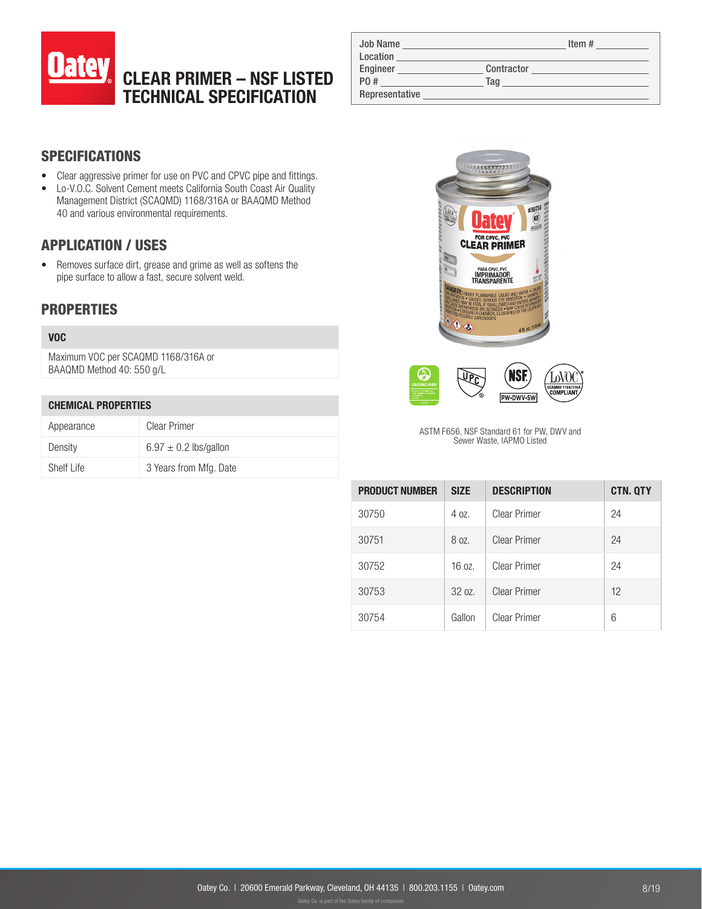# CLEAR PRIMER – NSF LISTED TECHNICAL SPECIFICATION

| Job Name | | Item # | |
|---|---|---|---|
| Location | | | |
| Engineer | | Contractor | |
| PO # | | Tag | |
| Representative | | | |

## SPECIFICATIONS

- Clear aggressive primer for use on PVC and CPVC pipe and fittings.
- Lo-V.O.C. Solvent Cement meets California South Coast Air Quality Management District (SCAQMD) 1168/316A or BAAQMD Method 40 and various environmental requirements.

## APPLICATION / USES

- Removes surface dirt, grease and grime as well as softens the pipe surface to allow a fast, secure solvent weld.

## PROPERTIES

| VOC |
|---|
| Maximum VOC per SCAQMD 1168/316A or BAAQMD Method 40: 550 g/L |

| CHEMICAL PROPERTIES | |
|---|---|
| Appearance | Clear Primer |
| Density | 6.97 ± 0.2 lbs/gallon |
| Shelf Life | 3 Years from Mfg. Date |

ASTM F656, NSF Standard 61 for PW, DWV and Sewer Waste, IAPMO Listed

| PRODUCT NUMBER | SIZE | DESCRIPTION | CTN. QTY |
|---|---|---|---|
| 30750 | 4 oz. | Clear Primer | 24 |
| 30751 | 8 oz. | Clear Primer | 24 |
| 30752 | 16 oz. | Clear Primer | 24 |
| 30753 | 32 oz. | Clear Primer | 12 |
| 30754 | Gallon | Clear Primer | 6 |

Oatey Co. | 20600 Emerald Parkway, Cleveland, OH 44135 | 800.203.1155 | Oatey.com

8/19

Oatey Co. is part of the Oatey family of companies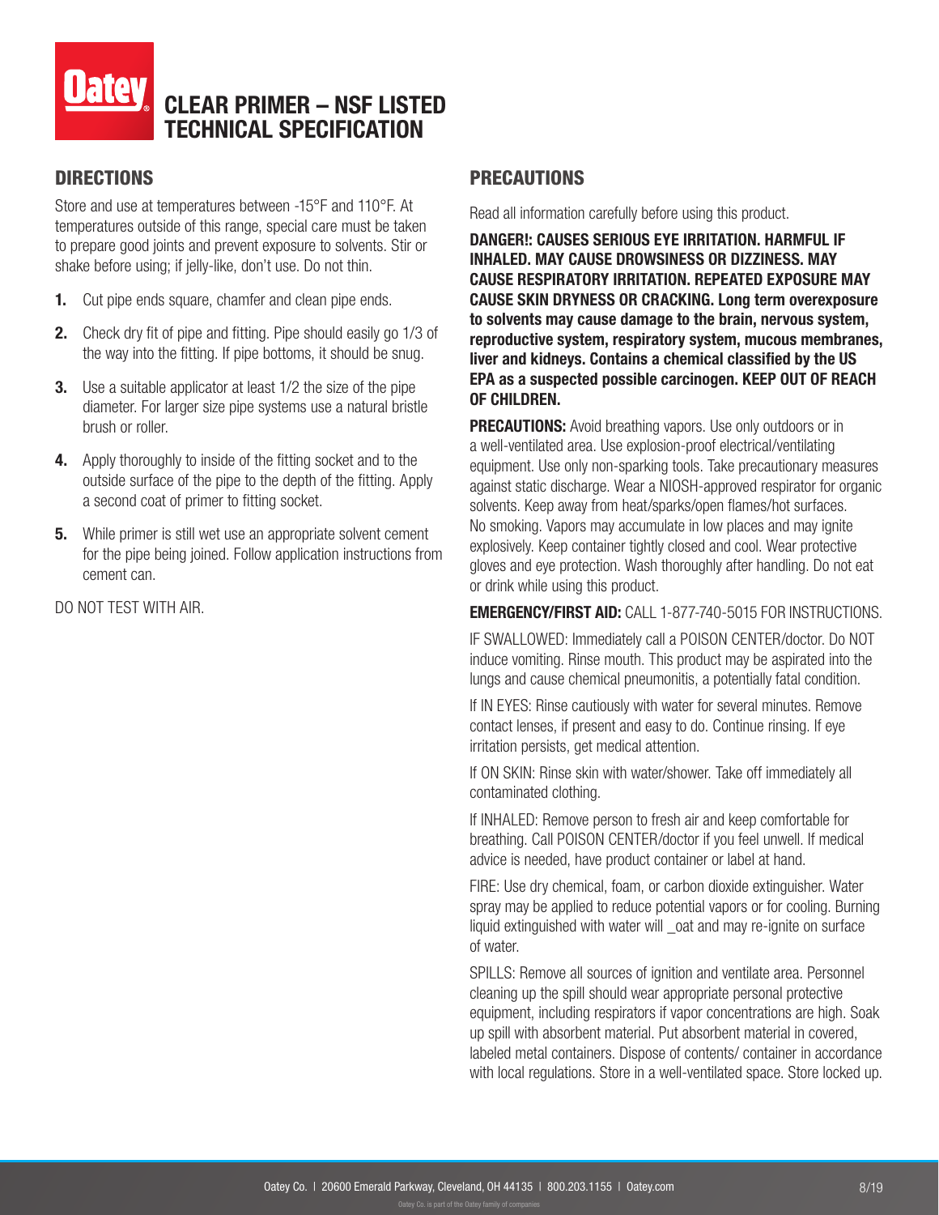# CLEAR PRIMER – NSF LISTED TECHNICAL SPECIFICATION

## DIRECTIONS

Store and use at temperatures between -15°F and 110°F. At temperatures outside of this range, special care must be taken to prepare good joints and prevent exposure to solvents. Stir or shake before using; if jelly-like, don't use. Do not thin.

1. Cut pipe ends square, chamfer and clean pipe ends.
2. Check dry fit of pipe and fitting. Pipe should easily go 1/3 of the way into the fitting. If pipe bottoms, it should be snug.
3. Use a suitable applicator at least 1/2 the size of the pipe diameter. For larger size pipe systems use a natural bristle brush or roller.
4. Apply thoroughly to inside of the fitting socket and to the outside surface of the pipe to the depth of the fitting. Apply a second coat of primer to fitting socket.
5. While primer is still wet use an appropriate solvent cement for the pipe being joined. Follow application instructions from cement can.

DO NOT TEST WITH AIR.

## PRECAUTIONS

Read all information carefully before using this product.

**DANGER!: CAUSES SERIOUS EYE IRRITATION. HARMFUL IF INHALED. MAY CAUSE DROWSINESS OR DIZZINESS. MAY CAUSE RESPIRATORY IRRITATION. REPEATED EXPOSURE MAY CAUSE SKIN DRYNESS OR CRACKING. Long term overexposure to solvents may cause damage to the brain, nervous system, reproductive system, respiratory system, mucous membranes, liver and kidneys. Contains a chemical classified by the US EPA as a suspected possible carcinogen. KEEP OUT OF REACH OF CHILDREN.**

**PRECAUTIONS:** Avoid breathing vapors. Use only outdoors or in a well-ventilated area. Use explosion-proof electrical/ventilating equipment. Use only non-sparking tools. Take precautionary measures against static discharge. Wear a NIOSH-approved respirator for organic solvents. Keep away from heat/sparks/open flames/hot surfaces. No smoking. Vapors may accumulate in low places and may ignite explosively. Keep container tightly closed and cool. Wear protective gloves and eye protection. Wash thoroughly after handling. Do not eat or drink while using this product.

**EMERGENCY/FIRST AID:** CALL 1-877-740-5015 FOR INSTRUCTIONS.

IF SWALLOWED: Immediately call a POISON CENTER/doctor. Do NOT induce vomiting. Rinse mouth. This product may be aspirated into the lungs and cause chemical pneumonitis, a potentially fatal condition.

If IN EYES: Rinse cautiously with water for several minutes. Remove contact lenses, if present and easy to do. Continue rinsing. If eye irritation persists, get medical attention.

If ON SKIN: Rinse skin with water/shower. Take off immediately all contaminated clothing.

If INHALED: Remove person to fresh air and keep comfortable for breathing. Call POISON CENTER/doctor if you feel unwell. If medical advice is needed, have product container or label at hand.

FIRE: Use dry chemical, foam, or carbon dioxide extinguisher. Water spray may be applied to reduce potential vapors or for cooling. Burning liquid extinguished with water will _oat and may re-ignite on surface of water.

SPILLS: Remove all sources of ignition and ventilate area. Personnel cleaning up the spill should wear appropriate personal protective equipment, including respirators if vapor concentrations are high. Soak up spill with absorbent material. Put absorbent material in covered, labeled metal containers. Dispose of contents/ container in accordance with local regulations. Store in a well-ventilated space. Store locked up.

Oatey Co. | 20600 Emerald Parkway, Cleveland, OH 44135 | 800.203.1155 | Oatey.com 8/19

Oatey Co. is part of the Oatey family of companies